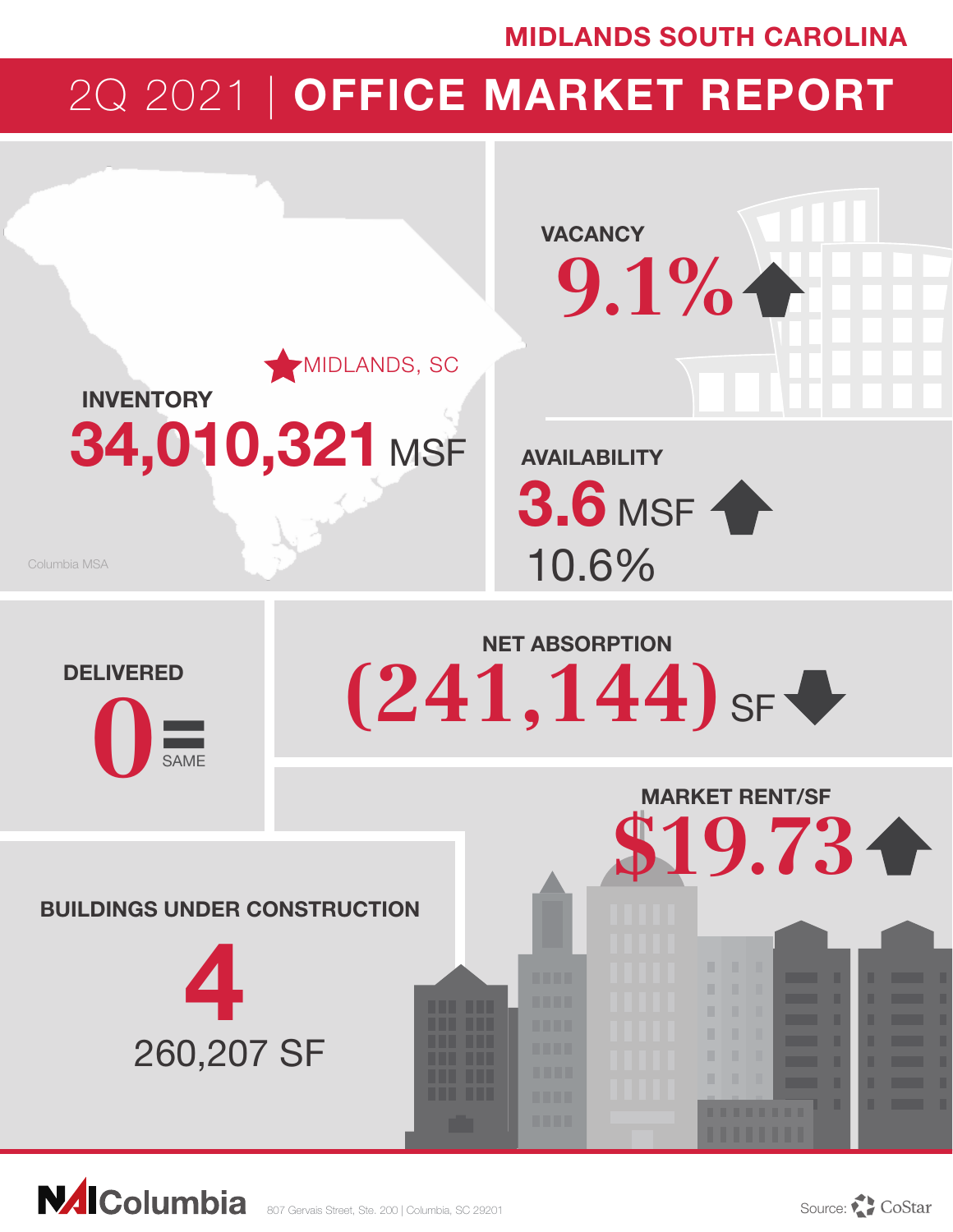MIDLANDS SOUTH CAROLINA

# 2Q 2021 | OFFICE MARKET REPORT

MIDLANDS, SC

Columbia MSA

**INVENTORY**
34,010,321 MSF

**VACANCY**
9.1% ↑

**AVAILABILITY**
3.6 MSF ↑
10.6%

**DELIVERED**
0 = SAME

**NET ABSORPTION**
(241,144) SF ↓

**MARKET RENT/SF**
$19.73 ↑

**BUILDINGS UNDER CONSTRUCTION**
4
260,207 SF

NAI Columbia 807 Gervais Street, Ste. 200 | Columbia, SC 29201

Source: CoStar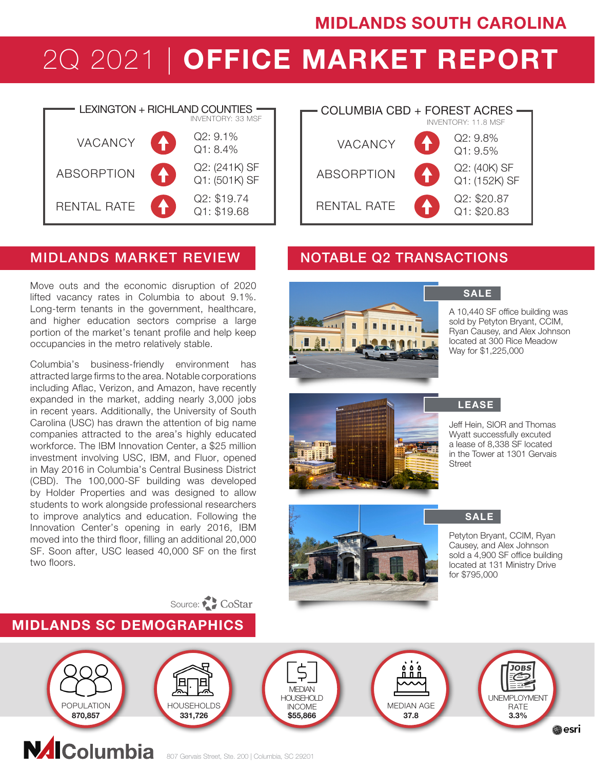# MIDLANDS SOUTH CAROLINA

# 2Q 2021 | OFFICE MARKET REPORT

## LEXINGTON + RICHLAND COUNTIES

INVENTORY: 33 MSF

| | Q2 | Q1 |
|---|---|---|
| VACANCY | 9.1% | 8.4% |
| ABSORPTION | (241K) SF | (501K) SF |
| RENTAL RATE | $19.74 | $19.68 |

## COLUMBIA CBD + FOREST ACRES

INVENTORY: 11.8 MSF

| | Q2 | Q1 |
|---|---|---|
| VACANCY | 9.8% | 9.5% |
| ABSORPTION | (40K) SF | (152K) SF |
| RENTAL RATE | $20.87 | $20.83 |

## MIDLANDS MARKET REVIEW

Move outs and the economic disruption of 2020 lifted vacancy rates in Columbia to about 9.1%. Long-term tenants in the government, healthcare, and higher education sectors comprise a large portion of the market's tenant profile and help keep occupancies in the metro relatively stable.

Columbia's business-friendly environment has attracted large firms to the area. Notable corporations including Aflac, Verizon, and Amazon, have recently expanded in the market, adding nearly 3,000 jobs in recent years. Additionally, the University of South Carolina (USC) has drawn the attention of big name companies attracted to the area's highly educated workforce. The IBM Innovation Center, a $25 million investment involving USC, IBM, and Fluor, opened in May 2016 in Columbia's Central Business District (CBD). The 100,000-SF building was developed by Holder Properties and was designed to allow students to work alongside professional researchers to improve analytics and education. Following the Innovation Center's opening in early 2016, IBM moved into the third floor, filling an additional 20,000 SF. Soon after, USC leased 40,000 SF on the first two floors.

Source: CoStar

## NOTABLE Q2 TRANSACTIONS

**SALE**

A 10,440 SF office building was sold by Petyton Bryant, CCIM, Ryan Causey, and Alex Johnson located at 300 Rice Meadow Way for $1,225,000

**LEASE**

Jeff Hein, SIOR and Thomas Wyatt successfully excuted a lease of 8,338 SF located in the Tower at 1301 Gervais Street

**SALE**

Petyton Bryant, CCIM, Ryan Causey, and Alex Johnson sold a 4,900 SF office building located at 131 Ministry Drive for $795,000

## MIDLANDS SC DEMOGRAPHICS

| POPULATION | HOUSEHOLDS | MEDIAN HOUSEHOLD INCOME | MEDIAN AGE | UNEMPLOYMENT RATE |
|---|---|---|---|---|
| 870,857 | 331,726 | $55,866 | 37.8 | 3.3% |

esri

NAI Columbia

807 Gervais Street, Ste. 200 | Columbia, SC 29201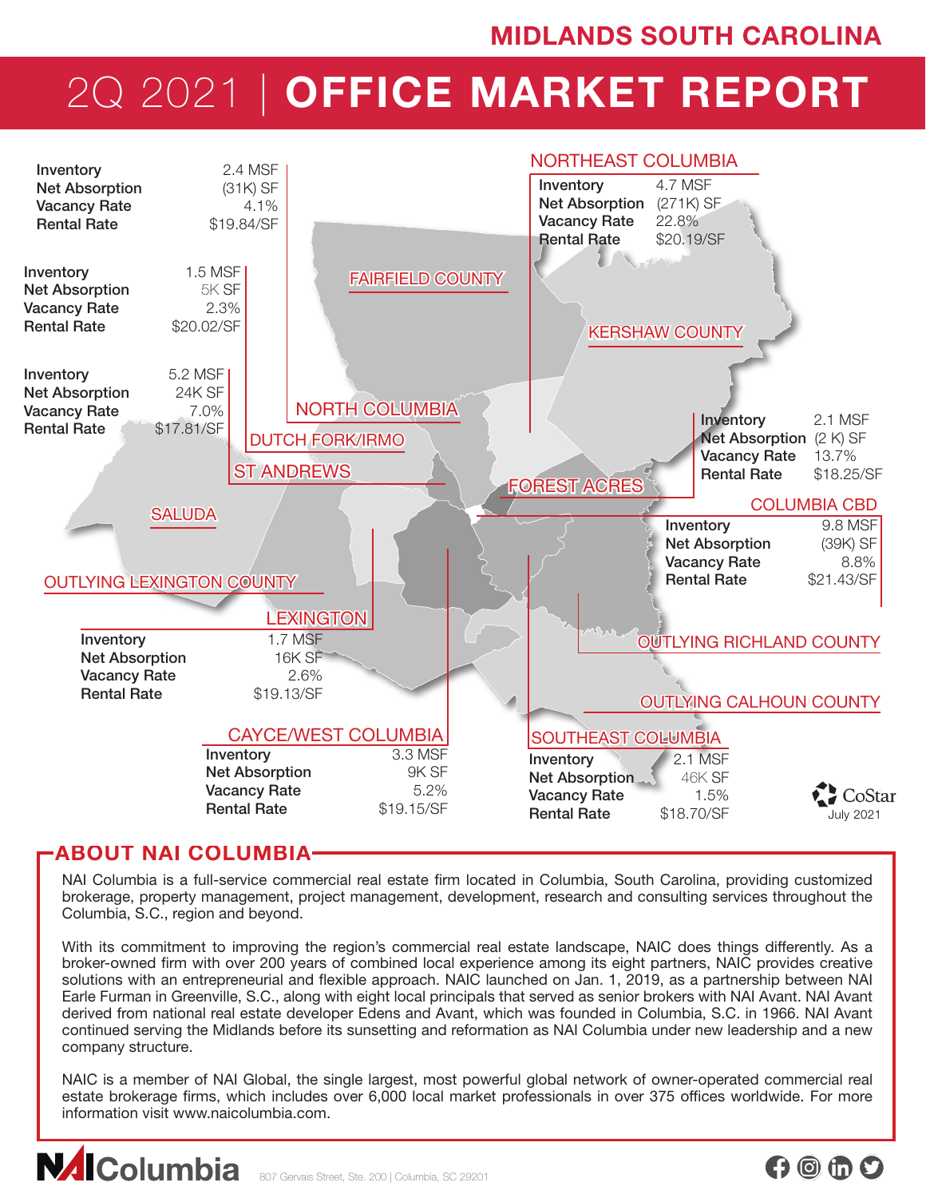# MIDLANDS SOUTH CAROLINA

# 2Q 2021 | OFFICE MARKET REPORT

FAIRFIELD COUNTY

KERSHAW COUNTY

SALUDA

OUTLYING LEXINGTON COUNTY

OUTLYING RICHLAND COUNTY

OUTLYING CALHOUN COUNTY

## NORTH COLUMBIA

| | |
|---|---|
| Inventory | 2.4 MSF |
| Net Absorption | (31K) SF |
| Vacancy Rate | 4.1% |
| Rental Rate | $19.84/SF |

## DUTCH FORK/IRMO

| | |
|---|---|
| Inventory | 1.5 MSF |
| Net Absorption | 5K SF |
| Vacancy Rate | 2.3% |
| Rental Rate | $20.02/SF |

## ST ANDREWS

| | |
|---|---|
| Inventory | 5.2 MSF |
| Net Absorption | 24K SF |
| Vacancy Rate | 7.0% |
| Rental Rate | $17.81/SF |

## NORTHEAST COLUMBIA

| | |
|---|---|
| Inventory | 4.7 MSF |
| Net Absorption | (271K) SF |
| Vacancy Rate | 22.8% |
| Rental Rate | $20.19/SF |

## FOREST ACRES

| | |
|---|---|
| Inventory | 2.1 MSF |
| Net Absorption | (2 K) SF |
| Vacancy Rate | 13.7% |
| Rental Rate | $18.25/SF |

## COLUMBIA CBD

| | |
|---|---|
| Inventory | 9.8 MSF |
| Net Absorption | (39K) SF |
| Vacancy Rate | 8.8% |
| Rental Rate | $21.43/SF |

## LEXINGTON

| | |
|---|---|
| Inventory | 1.7 MSF |
| Net Absorption | 16K SF |
| Vacancy Rate | 2.6% |
| Rental Rate | $19.13/SF |

## CAYCE/WEST COLUMBIA

| | |
|---|---|
| Inventory | 3.3 MSF |
| Net Absorption | 9K SF |
| Vacancy Rate | 5.2% |
| Rental Rate | $19.15/SF |

## SOUTHEAST COLUMBIA

| | |
|---|---|
| Inventory | 2.1 MSF |
| Net Absorption | 46K SF |
| Vacancy Rate | 1.5% |
| Rental Rate | $18.70/SF |

CoStar
July 2021

## ABOUT NAI COLUMBIA

NAI Columbia is a full-service commercial real estate firm located in Columbia, South Carolina, providing customized brokerage, property management, project management, development, research and consulting services throughout the Columbia, S.C., region and beyond.

With its commitment to improving the region's commercial real estate landscape, NAIC does things differently. As a broker-owned firm with over 200 years of combined local experience among its eight partners, NAIC provides creative solutions with an entrepreneurial and flexible approach. NAIC launched on Jan. 1, 2019, as a partnership between NAI Earle Furman in Greenville, S.C., along with eight local principals that served as senior brokers with NAI Avant. NAI Avant derived from national real estate developer Edens and Avant, which was founded in Columbia, S.C. in 1966. NAI Avant continued serving the Midlands before its sunsetting and reformation as NAI Columbia under new leadership and a new company structure.

NAIC is a member of NAI Global, the single largest, most powerful global network of owner-operated commercial real estate brokerage firms, which includes over 6,000 local market professionals in over 375 offices worldwide. For more information visit www.naicolumbia.com.

NAI Columbia | 807 Gervais Street, Ste. 200 | Columbia, SC 29201